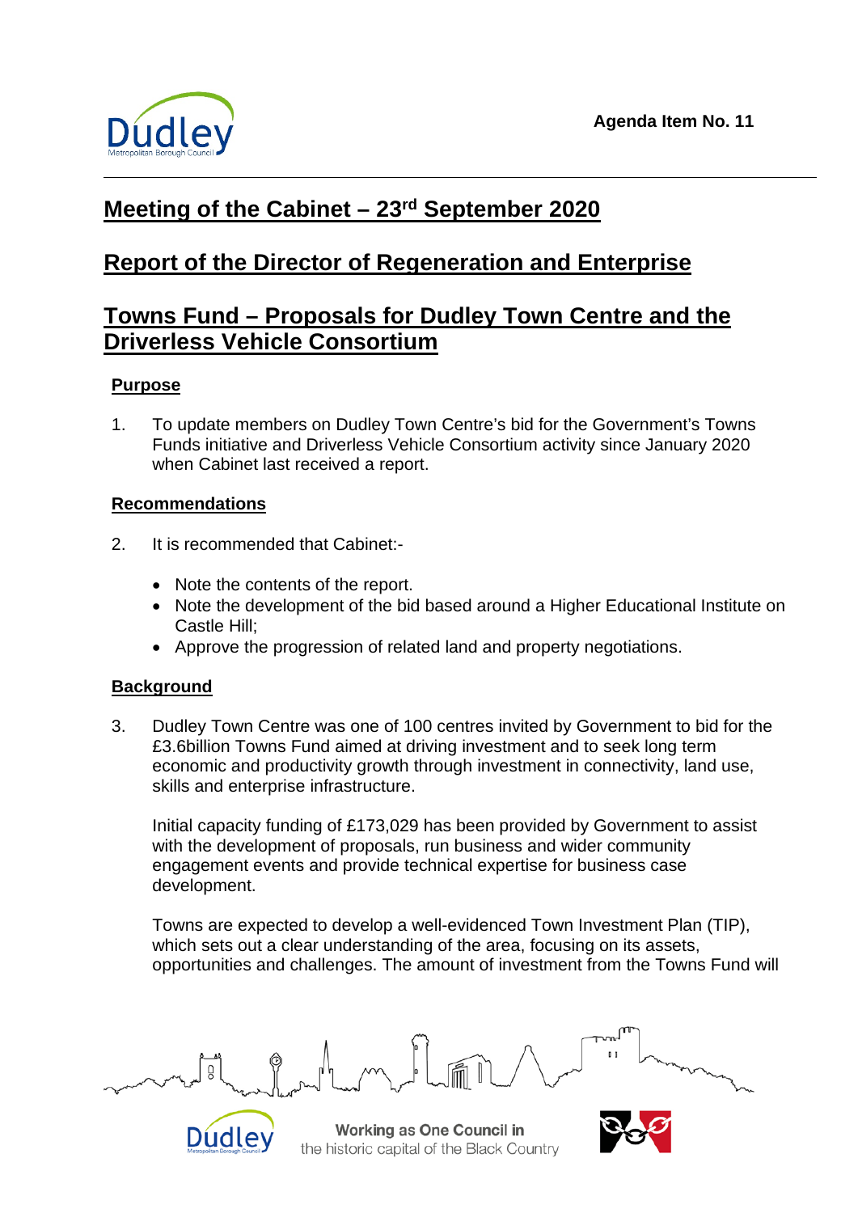**Agenda Item No. 11**

# Meeting of the Cabinet – 23rd September 2020

# Report of the Director of Regeneration and Enterprise

# Towns Fund – Proposals for Dudley Town Centre and the Driverless Vehicle Consortium

## Purpose

1. To update members on Dudley Town Centre's bid for the Government's Towns Funds initiative and Driverless Vehicle Consortium activity since January 2020 when Cabinet last received a report.

## Recommendations

2. It is recommended that Cabinet:-

    - Note the contents of the report.
    - Note the development of the bid based around a Higher Educational Institute on Castle Hill;
    - Approve the progression of related land and property negotiations.

## Background

3. Dudley Town Centre was one of 100 centres invited by Government to bid for the £3.6billion Towns Fund aimed at driving investment and to seek long term economic and productivity growth through investment in connectivity, land use, skills and enterprise infrastructure.

   Initial capacity funding of £173,029 has been provided by Government to assist with the development of proposals, run business and wider community engagement events and provide technical expertise for business case development.

   Towns are expected to develop a well-evidenced Town Investment Plan (TIP), which sets out a clear understanding of the area, focusing on its assets, opportunities and challenges. The amount of investment from the Towns Fund will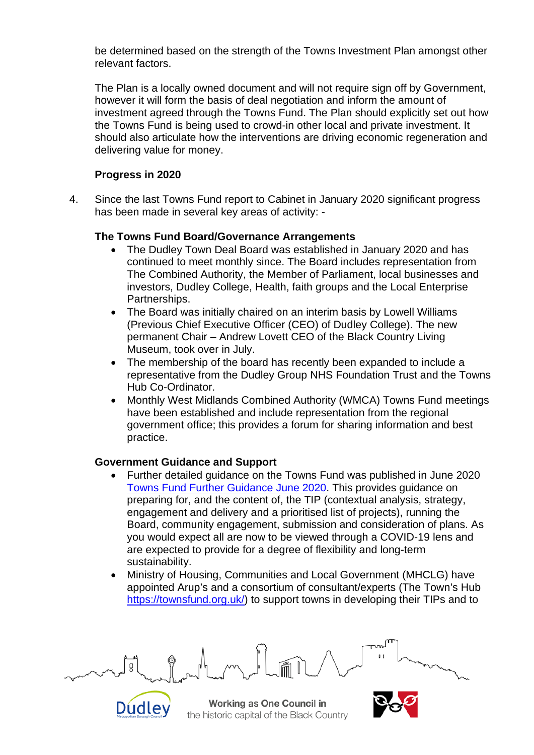be determined based on the strength of the Towns Investment Plan amongst other relevant factors.

The Plan is a locally owned document and will not require sign off by Government, however it will form the basis of deal negotiation and inform the amount of investment agreed through the Towns Fund. The Plan should explicitly set out how the Towns Fund is being used to crowd-in other local and private investment. It should also articulate how the interventions are driving economic regeneration and delivering value for money.

**Progress in 2020**

4. Since the last Towns Fund report to Cabinet in January 2020 significant progress has been made in several key areas of activity: -

**The Towns Fund Board/Governance Arrangements**

- The Dudley Town Deal Board was established in January 2020 and has continued to meet monthly since. The Board includes representation from The Combined Authority, the Member of Parliament, local businesses and investors, Dudley College, Health, faith groups and the Local Enterprise Partnerships.
- The Board was initially chaired on an interim basis by Lowell Williams (Previous Chief Executive Officer (CEO) of Dudley College). The new permanent Chair – Andrew Lovett CEO of the Black Country Living Museum, took over in July.
- The membership of the board has recently been expanded to include a representative from the Dudley Group NHS Foundation Trust and the Towns Hub Co-Ordinator.
- Monthly West Midlands Combined Authority (WMCA) Towns Fund meetings have been established and include representation from the regional government office; this provides a forum for sharing information and best practice.

**Government Guidance and Support**

- Further detailed guidance on the Towns Fund was published in June 2020 Towns Fund Further Guidance June 2020. This provides guidance on preparing for, and the content of, the TIP (contextual analysis, strategy, engagement and delivery and a prioritised list of projects), running the Board, community engagement, submission and consideration of plans. As you would expect all are now to be viewed through a COVID-19 lens and are expected to provide for a degree of flexibility and long-term sustainability.
- Ministry of Housing, Communities and Local Government (MHCLG) have appointed Arup's and a consortium of consultant/experts (The Town's Hub https://townsfund.org.uk/) to support towns in developing their TIPs and to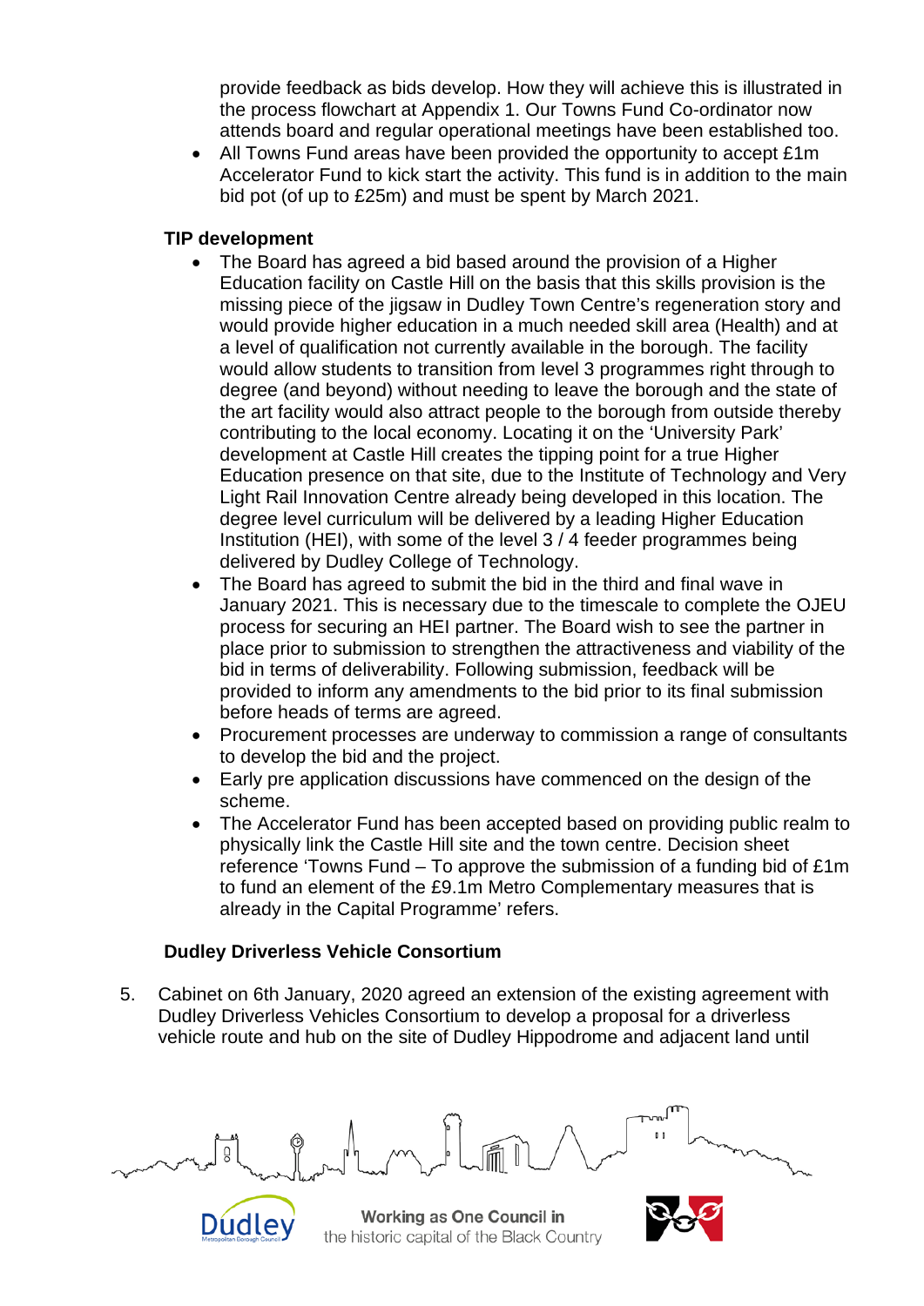provide feedback as bids develop. How they will achieve this is illustrated in the process flowchart at Appendix 1. Our Towns Fund Co-ordinator now attends board and regular operational meetings have been established too.

- All Towns Fund areas have been provided the opportunity to accept £1m Accelerator Fund to kick start the activity. This fund is in addition to the main bid pot (of up to £25m) and must be spent by March 2021.

**TIP development**

- The Board has agreed a bid based around the provision of a Higher Education facility on Castle Hill on the basis that this skills provision is the missing piece of the jigsaw in Dudley Town Centre's regeneration story and would provide higher education in a much needed skill area (Health) and at a level of qualification not currently available in the borough. The facility would allow students to transition from level 3 programmes right through to degree (and beyond) without needing to leave the borough and the state of the art facility would also attract people to the borough from outside thereby contributing to the local economy. Locating it on the 'University Park' development at Castle Hill creates the tipping point for a true Higher Education presence on that site, due to the Institute of Technology and Very Light Rail Innovation Centre already being developed in this location. The degree level curriculum will be delivered by a leading Higher Education Institution (HEI), with some of the level 3 / 4 feeder programmes being delivered by Dudley College of Technology.
- The Board has agreed to submit the bid in the third and final wave in January 2021. This is necessary due to the timescale to complete the OJEU process for securing an HEI partner. The Board wish to see the partner in place prior to submission to strengthen the attractiveness and viability of the bid in terms of deliverability. Following submission, feedback will be provided to inform any amendments to the bid prior to its final submission before heads of terms are agreed.
- Procurement processes are underway to commission a range of consultants to develop the bid and the project.
- Early pre application discussions have commenced on the design of the scheme.
- The Accelerator Fund has been accepted based on providing public realm to physically link the Castle Hill site and the town centre. Decision sheet reference 'Towns Fund – To approve the submission of a funding bid of £1m to fund an element of the £9.1m Metro Complementary measures that is already in the Capital Programme' refers.

**Dudley Driverless Vehicle Consortium**

5. Cabinet on 6th January, 2020 agreed an extension of the existing agreement with Dudley Driverless Vehicles Consortium to develop a proposal for a driverless vehicle route and hub on the site of Dudley Hippodrome and adjacent land until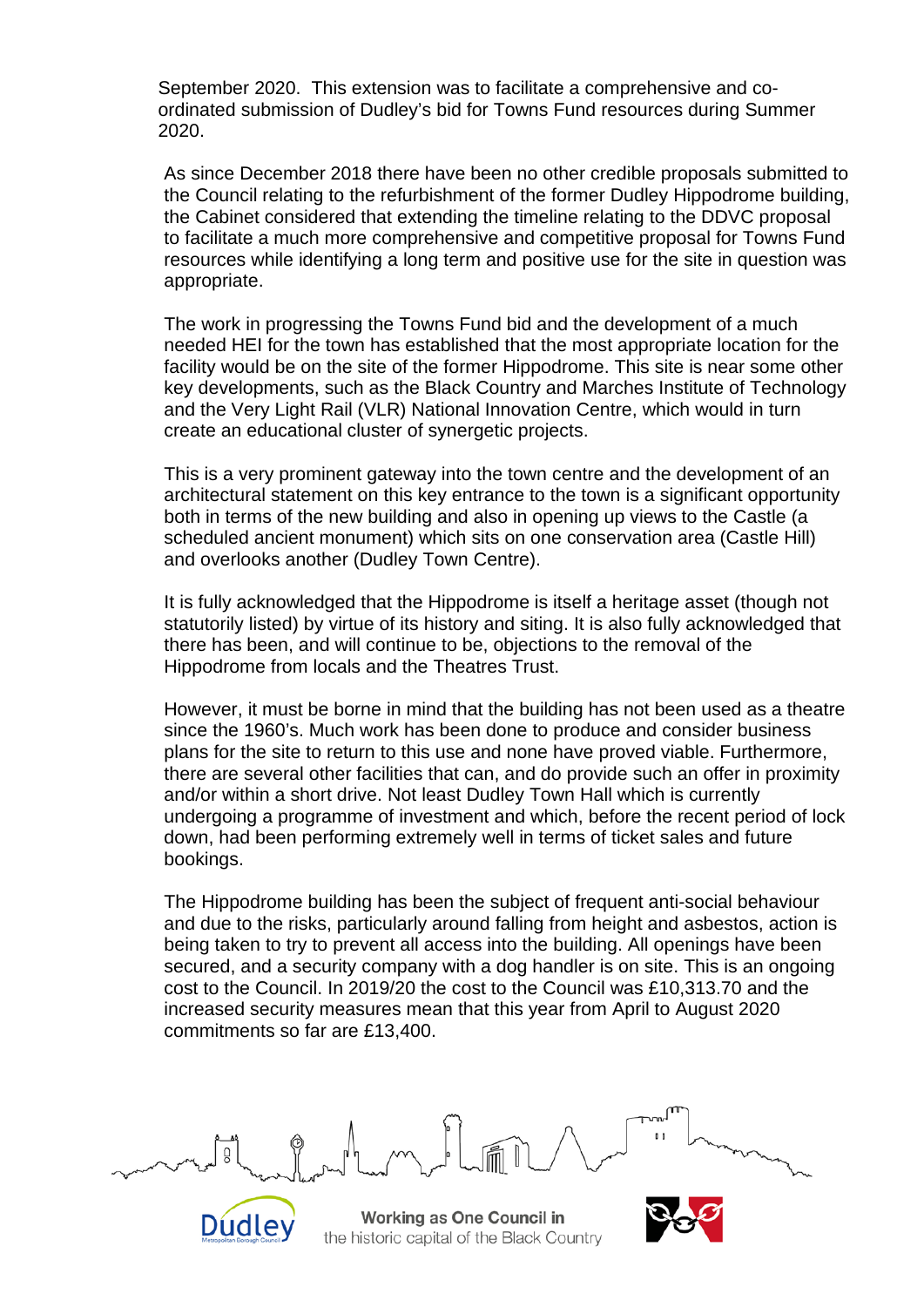September 2020. This extension was to facilitate a comprehensive and co-ordinated submission of Dudley's bid for Towns Fund resources during Summer 2020.

As since December 2018 there have been no other credible proposals submitted to the Council relating to the refurbishment of the former Dudley Hippodrome building, the Cabinet considered that extending the timeline relating to the DDVC proposal to facilitate a much more comprehensive and competitive proposal for Towns Fund resources while identifying a long term and positive use for the site in question was appropriate.

The work in progressing the Towns Fund bid and the development of a much needed HEI for the town has established that the most appropriate location for the facility would be on the site of the former Hippodrome. This site is near some other key developments, such as the Black Country and Marches Institute of Technology and the Very Light Rail (VLR) National Innovation Centre, which would in turn create an educational cluster of synergetic projects.

This is a very prominent gateway into the town centre and the development of an architectural statement on this key entrance to the town is a significant opportunity both in terms of the new building and also in opening up views to the Castle (a scheduled ancient monument) which sits on one conservation area (Castle Hill) and overlooks another (Dudley Town Centre).

It is fully acknowledged that the Hippodrome is itself a heritage asset (though not statutorily listed) by virtue of its history and siting. It is also fully acknowledged that there has been, and will continue to be, objections to the removal of the Hippodrome from locals and the Theatres Trust.

However, it must be borne in mind that the building has not been used as a theatre since the 1960's. Much work has been done to produce and consider business plans for the site to return to this use and none have proved viable. Furthermore, there are several other facilities that can, and do provide such an offer in proximity and/or within a short drive. Not least Dudley Town Hall which is currently undergoing a programme of investment and which, before the recent period of lock down, had been performing extremely well in terms of ticket sales and future bookings.

The Hippodrome building has been the subject of frequent anti-social behaviour and due to the risks, particularly around falling from height and asbestos, action is being taken to try to prevent all access into the building. All openings have been secured, and a security company with a dog handler is on site. This is an ongoing cost to the Council. In 2019/20 the cost to the Council was £10,313.70 and the increased security measures mean that this year from April to August 2020 commitments so far are £13,400.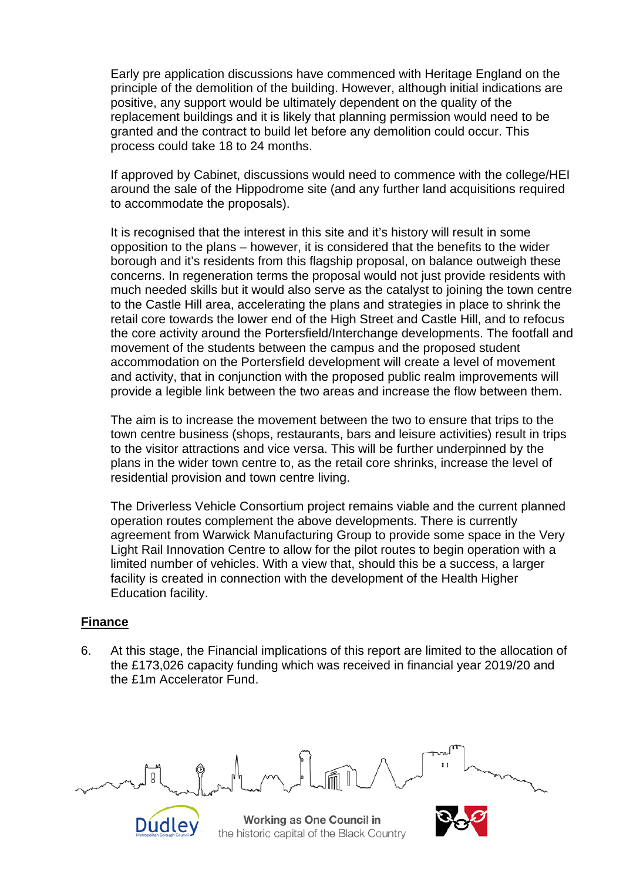Early pre application discussions have commenced with Heritage England on the principle of the demolition of the building. However, although initial indications are positive, any support would be ultimately dependent on the quality of the replacement buildings and it is likely that planning permission would need to be granted and the contract to build let before any demolition could occur. This process could take 18 to 24 months.

If approved by Cabinet, discussions would need to commence with the college/HEI around the sale of the Hippodrome site (and any further land acquisitions required to accommodate the proposals).

It is recognised that the interest in this site and it's history will result in some opposition to the plans – however, it is considered that the benefits to the wider borough and it's residents from this flagship proposal, on balance outweigh these concerns. In regeneration terms the proposal would not just provide residents with much needed skills but it would also serve as the catalyst to joining the town centre to the Castle Hill area, accelerating the plans and strategies in place to shrink the retail core towards the lower end of the High Street and Castle Hill, and to refocus the core activity around the Portersfield/Interchange developments. The footfall and movement of the students between the campus and the proposed student accommodation on the Portersfield development will create a level of movement and activity, that in conjunction with the proposed public realm improvements will provide a legible link between the two areas and increase the flow between them.

The aim is to increase the movement between the two to ensure that trips to the town centre business (shops, restaurants, bars and leisure activities) result in trips to the visitor attractions and vice versa. This will be further underpinned by the plans in the wider town centre to, as the retail core shrinks, increase the level of residential provision and town centre living.

The Driverless Vehicle Consortium project remains viable and the current planned operation routes complement the above developments. There is currently agreement from Warwick Manufacturing Group to provide some space in the Very Light Rail Innovation Centre to allow for the pilot routes to begin operation with a limited number of vehicles. With a view that, should this be a success, a larger facility is created in connection with the development of the Health Higher Education facility.

## Finance

6. At this stage, the Financial implications of this report are limited to the allocation of the £173,026 capacity funding which was received in financial year 2019/20 and the £1m Accelerator Fund.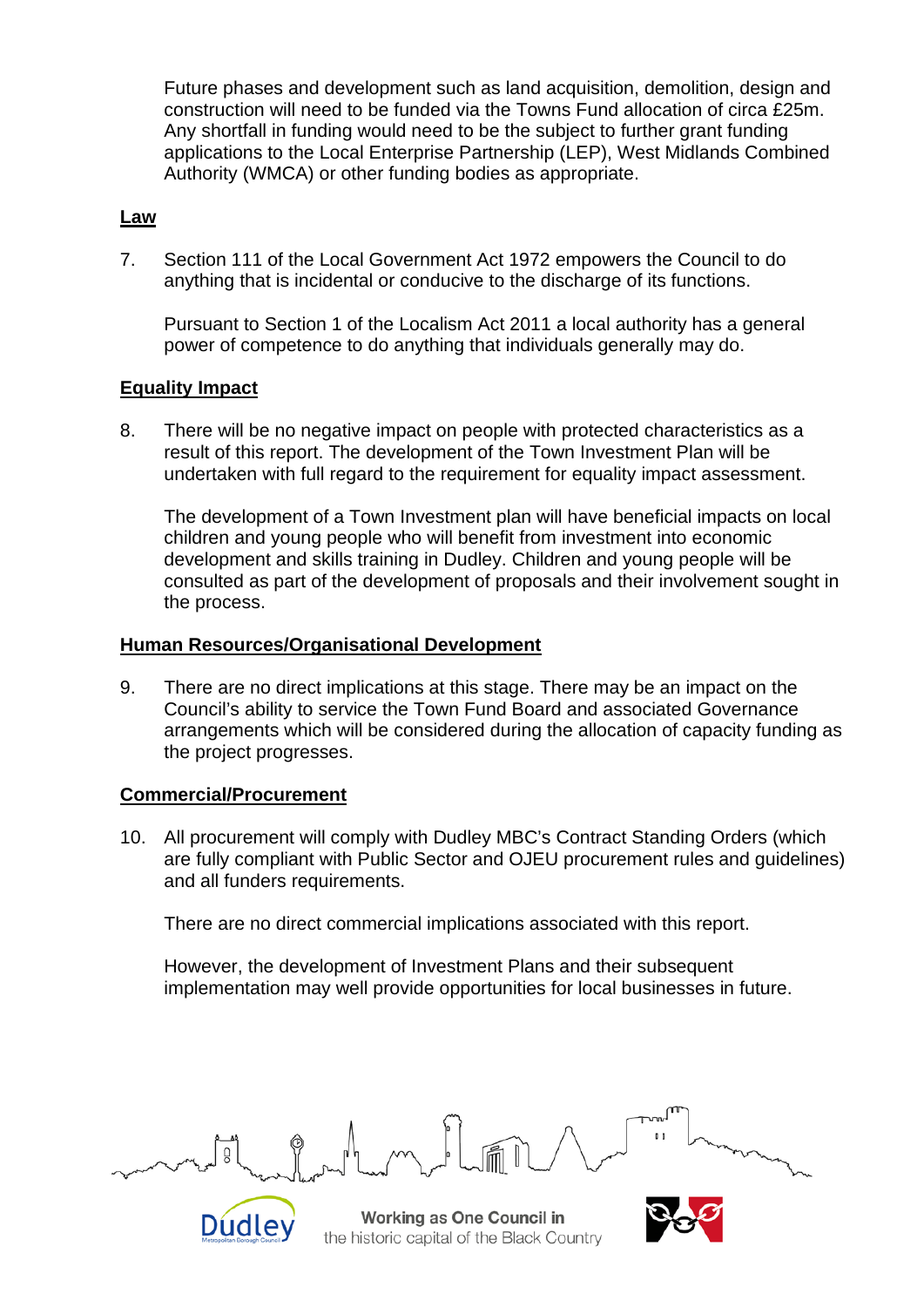Future phases and development such as land acquisition, demolition, design and construction will need to be funded via the Towns Fund allocation of circa £25m. Any shortfall in funding would need to be the subject to further grant funding applications to the Local Enterprise Partnership (LEP), West Midlands Combined Authority (WMCA) or other funding bodies as appropriate.

**Law**

7. Section 111 of the Local Government Act 1972 empowers the Council to do anything that is incidental or conducive to the discharge of its functions.

   Pursuant to Section 1 of the Localism Act 2011 a local authority has a general power of competence to do anything that individuals generally may do.

**Equality Impact**

8. There will be no negative impact on people with protected characteristics as a result of this report. The development of the Town Investment Plan will be undertaken with full regard to the requirement for equality impact assessment.

   The development of a Town Investment plan will have beneficial impacts on local children and young people who will benefit from investment into economic development and skills training in Dudley. Children and young people will be consulted as part of the development of proposals and their involvement sought in the process.

**Human Resources/Organisational Development**

9. There are no direct implications at this stage. There may be an impact on the Council's ability to service the Town Fund Board and associated Governance arrangements which will be considered during the allocation of capacity funding as the project progresses.

**Commercial/Procurement**

10. All procurement will comply with Dudley MBC's Contract Standing Orders (which are fully compliant with Public Sector and OJEU procurement rules and guidelines) and all funders requirements.

    There are no direct commercial implications associated with this report.

    However, the development of Investment Plans and their subsequent implementation may well provide opportunities for local businesses in future.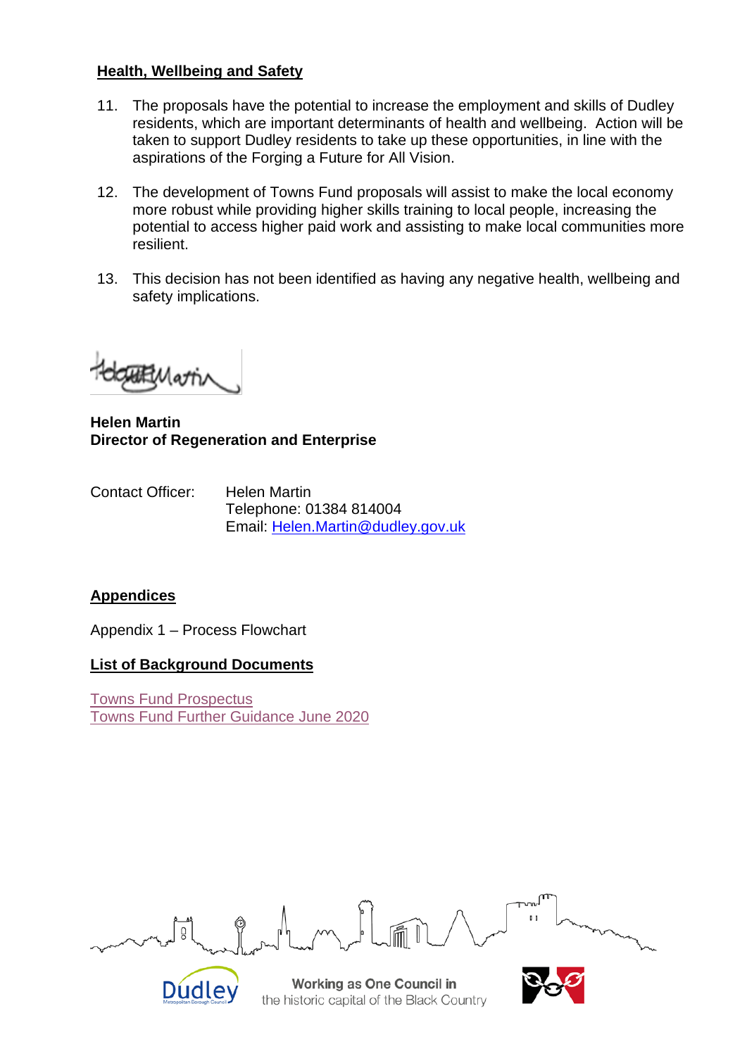**Health, Wellbeing and Safety**

11. The proposals have the potential to increase the employment and skills of Dudley residents, which are important determinants of health and wellbeing. Action will be taken to support Dudley residents to take up these opportunities, in line with the aspirations of the Forging a Future for All Vision.

12. The development of Towns Fund proposals will assist to make the local economy more robust while providing higher skills training to local people, increasing the potential to access higher paid work and assisting to make local communities more resilient.

13. This decision has not been identified as having any negative health, wellbeing and safety implications.

**Helen Martin**
**Director of Regeneration and Enterprise**

Contact Officer: Helen Martin
Telephone: 01384 814004
Email: Helen.Martin@dudley.gov.uk

**Appendices**

Appendix 1 – Process Flowchart

**List of Background Documents**

Towns Fund Prospectus
Towns Fund Further Guidance June 2020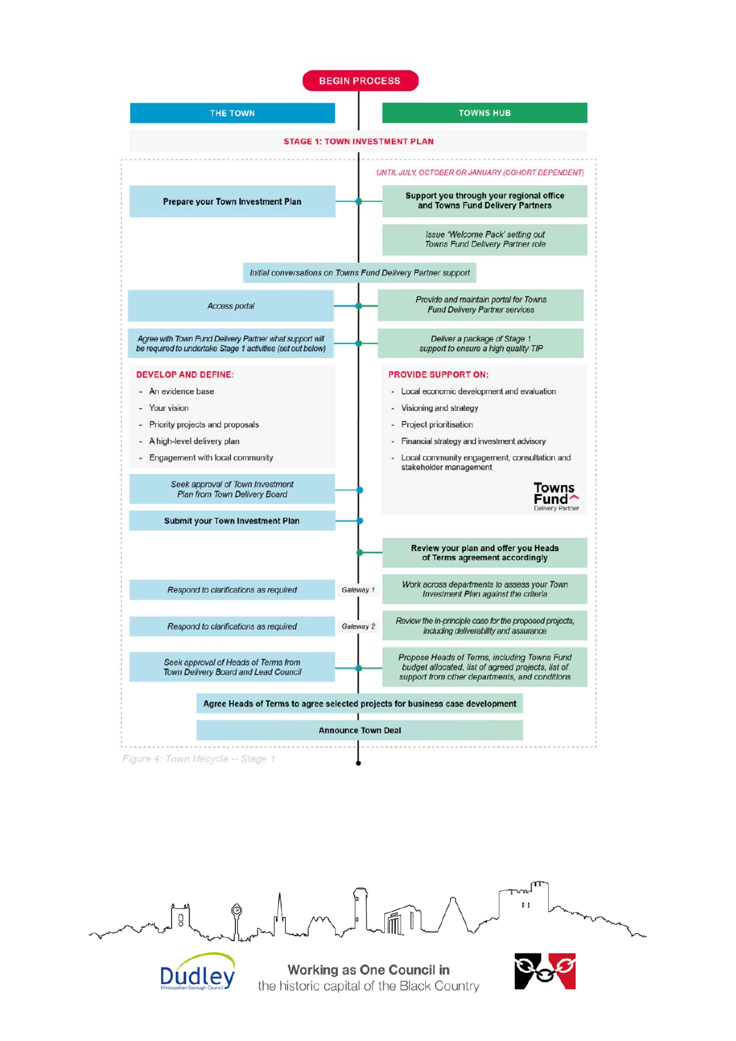**BEGIN PROCESS**

| THE TOWN | | TOWNS HUB |
|---|---|---|
| **STAGE 1: TOWN INVESTMENT PLAN** | | |
| | | *UNTIL JULY, OCTOBER OR JANUARY (COHORT DEPENDENT)* |
| **Prepare your Town Investment Plan** | | **Support you through your regional office and Towns Fund Delivery Partners** |
| | | *Issue 'Welcome Pack' setting out Towns Fund Delivery Partner role* |
| *Initial conversations on Towns Fund Delivery Partner support* | | |
| *Access portal* | | *Provide and maintain portal for Towns Fund Delivery Partner services* |
| *Agree with Town Fund Delivery Partner what support will be required to undertake Stage 1 activities (set out below)* | | *Deliver a package of Stage 1 support to ensure a high quality TIP* |

**DEVELOP AND DEFINE:**

- An evidence base
- Your vision
- Priority projects and proposals
- A high-level delivery plan
- Engagement with local community

**PROVIDE SUPPORT ON:**

- Local economic development and evaluation
- Visioning and strategy
- Project prioritisation
- Financial strategy and investment advisory
- Local community engagement, consultation and stakeholder management

Towns Fund Delivery Partner

| THE TOWN | | TOWNS HUB |
|---|---|---|
| *Seek approval of Town Investment Plan from Town Delivery Board* | | |
| **Submit your Town Investment Plan** | | |
| | | **Review your plan and offer you Heads of Terms agreement accordingly** |
| *Respond to clarifications as required* | *Gateway 1* | *Work across departments to assess your Town Investment Plan against the criteria* |
| *Respond to clarifications as required* | *Gateway 2* | *Review the in-principle case for the proposed projects, including deliverability and assurance* |
| *Seek approval of Heads of Terms from Town Delivery Board and Lead Council* | | *Propose Heads of Terms, including Towns Fund budget allocated, list of agreed projects, list of support from other departments, and conditions* |

**Agree Heads of Terms to agree selected projects for business case development**

**Announce Town Deal**

*Figure 4: Town lifecycle -- Stage 1*

Working as One Council in the historic capital of the Black Country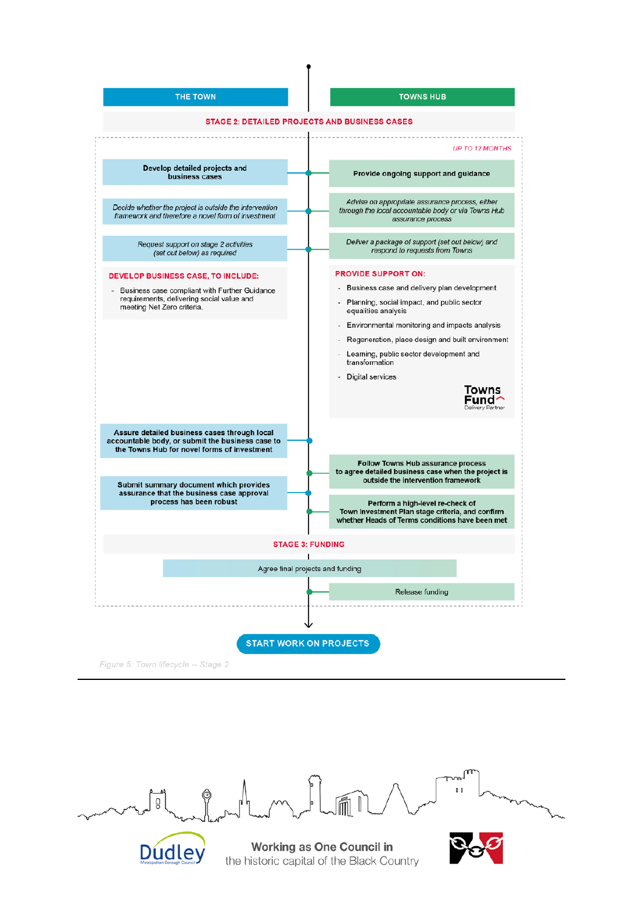THE TOWN

TOWNS HUB

**STAGE 2: DETAILED PROJECTS AND BUSINESS CASES**

*UP TO 12 MONTHS*

**Develop detailed projects and business cases**

**Provide ongoing support and guidance**

*Decide whether the project is outside the intervention framework and therefore a novel form of investment*

*Advise on appropriate assurance process, either through the local accountable body or via Towns Hub assurance process*

*Request support on stage 2 activities (set out below) as required*

*Deliver a package of support (set out below) and respond to requests from Towns*

**DEVELOP BUSINESS CASE, TO INCLUDE:**

- Business case compliant with Further Guidance requirements, delivering social value and meeting Net Zero criteria.

**PROVIDE SUPPORT ON:**

- Business case and delivery plan development
- Planning, social impact, and public sector equalities analysis
- Environmental monitoring and impacts analysis
- Regeneration, place design and built environment
- Learning, public sector development and transformation
- Digital services

Towns Fund Delivery Partner

**Assure detailed business cases through local accountable body, or submit the business case to the Towns Hub for novel forms of investment**

**Follow Towns Hub assurance process to agree detailed business case when the project is outside the intervention framework**

**Submit summary document which provides assurance that the business case approval process has been robust**

**Perform a high-level re-check of Town Investment Plan stage criteria, and confirm whether Heads of Terms conditions have been met**

**STAGE 3: FUNDING**

Agree final projects and funding

Release funding

**START WORK ON PROJECTS**

*Figure 5: Town lifecycle -- Stage 2*

Working as One Council in the historic capital of the Black Country